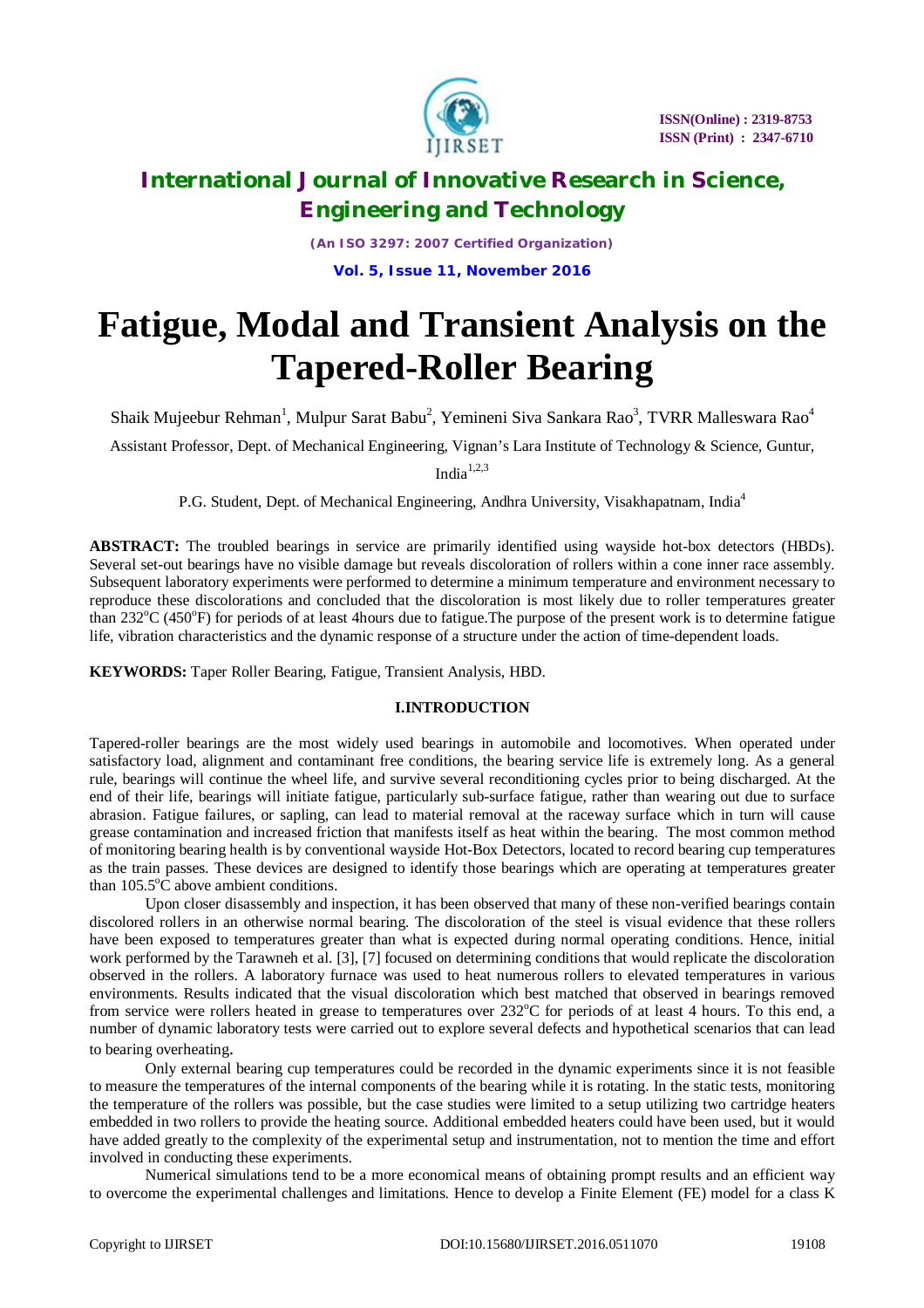# Fatigue, Modal and Transient Analysis on the Tapered-Roller Bearing

Shaik Mujeebur Rehman[1], Mulpur Sarat Babu[2], Yemineni Siva Sankara Rao[3], TVRR Malleswara Rao[4]

Assistant Professor, Dept. of Mechanical Engineering, Vignan's Lara Institute of Technology & Science, Guntur, India[1,2,3]

P.G. Student, Dept. of Mechanical Engineering, Andhra University, Visakhapatnam, India[4]

**ABSTRACT:** The troubled bearings in service are primarily identified using wayside hot-box detectors (HBDs). Several set-out bearings have no visible damage but reveals discoloration of rollers within a cone inner race assembly. Subsequent laboratory experiments were performed to determine a minimum temperature and environment necessary to reproduce these discolorations and concluded that the discoloration is most likely due to roller temperatures greater than 232$^{o}$C (450$^{o}$F) for periods of at least 4hours due to fatigue.The purpose of the present work is to determine fatigue life, vibration characteristics and the dynamic response of a structure under the action of time-dependent loads.

**KEYWORDS:** Taper Roller Bearing, Fatigue, Transient Analysis, HBD.

## I.INTRODUCTION

Tapered-roller bearings are the most widely used bearings in automobile and locomotives. When operated under satisfactory load, alignment and contaminant free conditions, the bearing service life is extremely long. As a general rule, bearings will continue the wheel life, and survive several reconditioning cycles prior to being discharged. At the end of their life, bearings will initiate fatigue, particularly sub-surface fatigue, rather than wearing out due to surface abrasion. Fatigue failures, or sapling, can lead to material removal at the raceway surface which in turn will cause grease contamination and increased friction that manifests itself as heat within the bearing. The most common method of monitoring bearing health is by conventional wayside Hot-Box Detectors, located to record bearing cup temperatures as the train passes. These devices are designed to identify those bearings which are operating at temperatures greater than 105.5$^{o}$C above ambient conditions.

Upon closer disassembly and inspection, it has been observed that many of these non-verified bearings contain discolored rollers in an otherwise normal bearing. The discoloration of the steel is visual evidence that these rollers have been exposed to temperatures greater than what is expected during normal operating conditions. Hence, initial work performed by the Tarawneh et al. [3], [7] focused on determining conditions that would replicate the discoloration observed in the rollers. A laboratory furnace was used to heat numerous rollers to elevated temperatures in various environments. Results indicated that the visual discoloration which best matched that observed in bearings removed from service were rollers heated in grease to temperatures over 232$^{o}$C for periods of at least 4 hours. To this end, a number of dynamic laboratory tests were carried out to explore several defects and hypothetical scenarios that can lead to bearing overheating.

Only external bearing cup temperatures could be recorded in the dynamic experiments since it is not feasible to measure the temperatures of the internal components of the bearing while it is rotating. In the static tests, monitoring the temperature of the rollers was possible, but the case studies were limited to a setup utilizing two cartridge heaters embedded in two rollers to provide the heating source. Additional embedded heaters could have been used, but it would have added greatly to the complexity of the experimental setup and instrumentation, not to mention the time and effort involved in conducting these experiments.

Numerical simulations tend to be a more economical means of obtaining prompt results and an efficient way to overcome the experimental challenges and limitations. Hence to develop a Finite Element (FE) model for a class K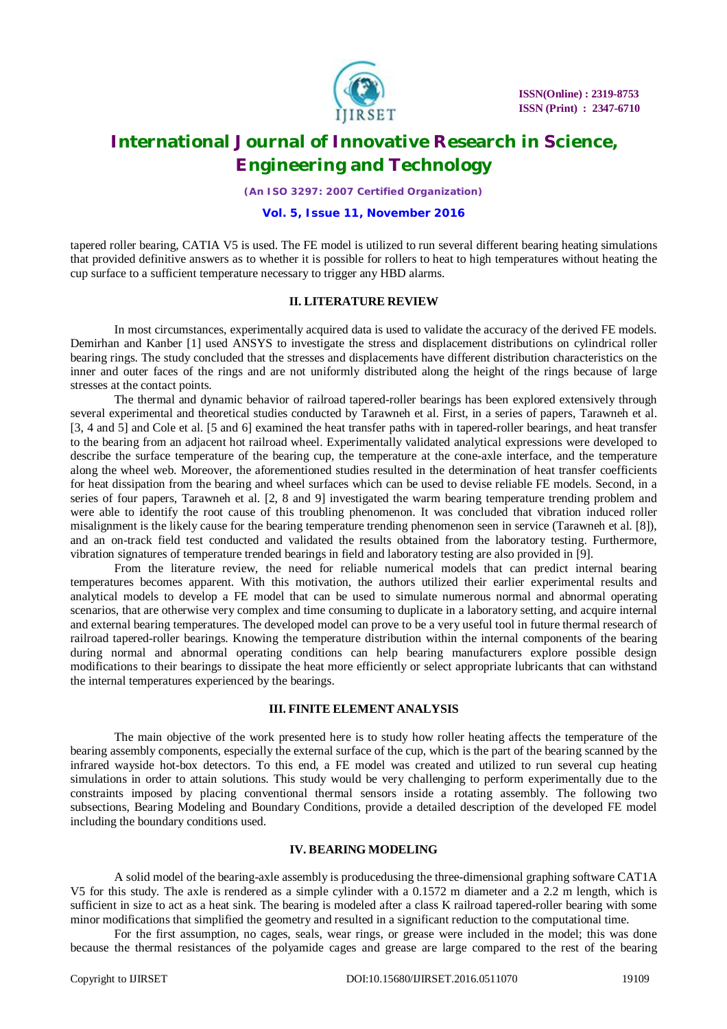tapered roller bearing, CATIA V5 is used. The FE model is utilized to run several different bearing heating simulations that provided definitive answers as to whether it is possible for rollers to heat to high temperatures without heating the cup surface to a sufficient temperature necessary to trigger any HBD alarms.

## II. LITERATURE REVIEW

In most circumstances, experimentally acquired data is used to validate the accuracy of the derived FE models. Demirhan and Kanber [1] used ANSYS to investigate the stress and displacement distributions on cylindrical roller bearing rings. The study concluded that the stresses and displacements have different distribution characteristics on the inner and outer faces of the rings and are not uniformly distributed along the height of the rings because of large stresses at the contact points.

The thermal and dynamic behavior of railroad tapered-roller bearings has been explored extensively through several experimental and theoretical studies conducted by Tarawneh et al. First, in a series of papers, Tarawneh et al. [3, 4 and 5] and Cole et al. [5 and 6] examined the heat transfer paths with in tapered-roller bearings, and heat transfer to the bearing from an adjacent hot railroad wheel. Experimentally validated analytical expressions were developed to describe the surface temperature of the bearing cup, the temperature at the cone-axle interface, and the temperature along the wheel web. Moreover, the aforementioned studies resulted in the determination of heat transfer coefficients for heat dissipation from the bearing and wheel surfaces which can be used to devise reliable FE models. Second, in a series of four papers, Tarawneh et al. [2, 8 and 9] investigated the warm bearing temperature trending problem and were able to identify the root cause of this troubling phenomenon. It was concluded that vibration induced roller misalignment is the likely cause for the bearing temperature trending phenomenon seen in service (Tarawneh et al. [8]), and an on-track field test conducted and validated the results obtained from the laboratory testing. Furthermore, vibration signatures of temperature trended bearings in field and laboratory testing are also provided in [9].

From the literature review, the need for reliable numerical models that can predict internal bearing temperatures becomes apparent. With this motivation, the authors utilized their earlier experimental results and analytical models to develop a FE model that can be used to simulate numerous normal and abnormal operating scenarios, that are otherwise very complex and time consuming to duplicate in a laboratory setting, and acquire internal and external bearing temperatures. The developed model can prove to be a very useful tool in future thermal research of railroad tapered-roller bearings. Knowing the temperature distribution within the internal components of the bearing during normal and abnormal operating conditions can help bearing manufacturers explore possible design modifications to their bearings to dissipate the heat more efficiently or select appropriate lubricants that can withstand the internal temperatures experienced by the bearings.

## III. FINITE ELEMENT ANALYSIS

The main objective of the work presented here is to study how roller heating affects the temperature of the bearing assembly components, especially the external surface of the cup, which is the part of the bearing scanned by the infrared wayside hot-box detectors. To this end, a FE model was created and utilized to run several cup heating simulations in order to attain solutions. This study would be very challenging to perform experimentally due to the constraints imposed by placing conventional thermal sensors inside a rotating assembly. The following two subsections, Bearing Modeling and Boundary Conditions, provide a detailed description of the developed FE model including the boundary conditions used.

## IV. BEARING MODELING

A solid model of the bearing-axle assembly is producedusing the three-dimensional graphing software CAT1A V5 for this study. The axle is rendered as a simple cylinder with a 0.1572 m diameter and a 2.2 m length, which is sufficient in size to act as a heat sink. The bearing is modeled after a class K railroad tapered-roller bearing with some minor modifications that simplified the geometry and resulted in a significant reduction to the computational time.

For the first assumption, no cages, seals, wear rings, or grease were included in the model; this was done because the thermal resistances of the polyamide cages and grease are large compared to the rest of the bearing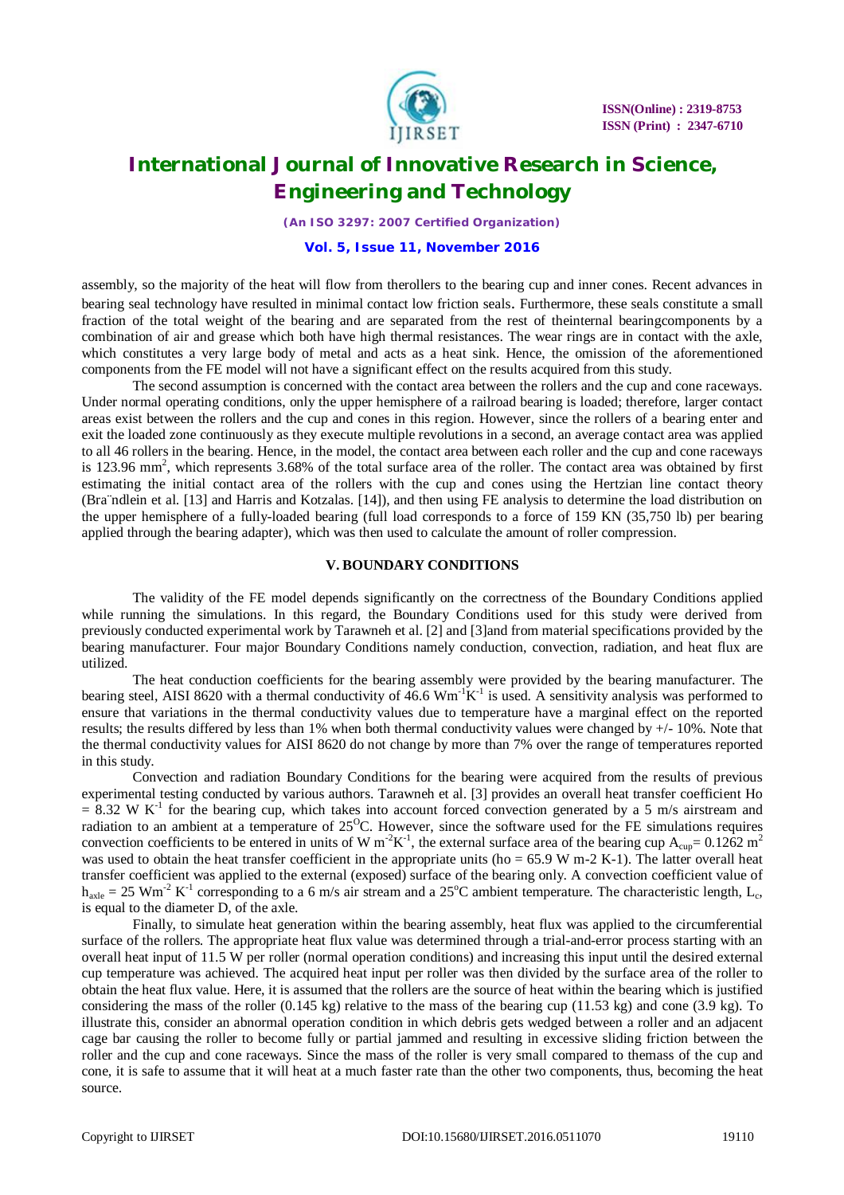assembly, so the majority of the heat will flow from therollers to the bearing cup and inner cones. Recent advances in bearing seal technology have resulted in minimal contact low friction seals. Furthermore, these seals constitute a small fraction of the total weight of the bearing and are separated from the rest of theinternal bearingcomponents by a combination of air and grease which both have high thermal resistances. The wear rings are in contact with the axle, which constitutes a very large body of metal and acts as a heat sink. Hence, the omission of the aforementioned components from the FE model will not have a significant effect on the results acquired from this study.

The second assumption is concerned with the contact area between the rollers and the cup and cone raceways. Under normal operating conditions, only the upper hemisphere of a railroad bearing is loaded; therefore, larger contact areas exist between the rollers and the cup and cones in this region. However, since the rollers of a bearing enter and exit the loaded zone continuously as they execute multiple revolutions in a second, an average contact area was applied to all 46 rollers in the bearing. Hence, in the model, the contact area between each roller and the cup and cone raceways is 123.96 $mm^2$, which represents 3.68% of the total surface area of the roller. The contact area was obtained by first estimating the initial contact area of the rollers with the cup and cones using the Hertzian line contact theory (Bra¨ndlein et al. [13] and Harris and Kotzalas. [14]), and then using FE analysis to determine the load distribution on the upper hemisphere of a fully-loaded bearing (full load corresponds to a force of 159 KN (35,750 lb) per bearing applied through the bearing adapter), which was then used to calculate the amount of roller compression.

## V. BOUNDARY CONDITIONS

The validity of the FE model depends significantly on the correctness of the Boundary Conditions applied while running the simulations. In this regard, the Boundary Conditions used for this study were derived from previously conducted experimental work by Tarawneh et al. [2] and [3]and from material specifications provided by the bearing manufacturer. Four major Boundary Conditions namely conduction, convection, radiation, and heat flux are utilized.

The heat conduction coefficients for the bearing assembly were provided by the bearing manufacturer. The bearing steel, AISI 8620 with a thermal conductivity of 46.6 $Wm^{-1}K^{-1}$ is used. A sensitivity analysis was performed to ensure that variations in the thermal conductivity values due to temperature have a marginal effect on the reported results; the results differed by less than 1% when both thermal conductivity values were changed by +/- 10%. Note that the thermal conductivity values for AISI 8620 do not change by more than 7% over the range of temperatures reported in this study.

Convection and radiation Boundary Conditions for the bearing were acquired from the results of previous experimental testing conducted by various authors. Tarawneh et al. [3] provides an overall heat transfer coefficient Ho = 8.32 W $K^{-1}$ for the bearing cup, which takes into account forced convection generated by a 5 m/s airstream and radiation to an ambient at a temperature of 25$^{O}$C. However, since the software used for the FE simulations requires convection coefficients to be entered in units of W $m^{-2}K^{-1}$, the external surface area of the bearing cup $A_{cup}$= 0.1262 $m^2$ was used to obtain the heat transfer coefficient in the appropriate units (ho = 65.9 W m-2 K-1). The latter overall heat transfer coefficient was applied to the external (exposed) surface of the bearing only. A convection coefficient value of $h_{axle}$ = 25 $Wm^{-2}$ $K^{-1}$ corresponding to a 6 m/s air stream and a 25$^{o}$C ambient temperature. The characteristic length, $L_c$, is equal to the diameter D, of the axle.

Finally, to simulate heat generation within the bearing assembly, heat flux was applied to the circumferential surface of the rollers. The appropriate heat flux value was determined through a trial-and-error process starting with an overall heat input of 11.5 W per roller (normal operation conditions) and increasing this input until the desired external cup temperature was achieved. The acquired heat input per roller was then divided by the surface area of the roller to obtain the heat flux value. Here, it is assumed that the rollers are the source of heat within the bearing which is justified considering the mass of the roller (0.145 kg) relative to the mass of the bearing cup (11.53 kg) and cone (3.9 kg). To illustrate this, consider an abnormal operation condition in which debris gets wedged between a roller and an adjacent cage bar causing the roller to become fully or partial jammed and resulting in excessive sliding friction between the roller and the cup and cone raceways. Since the mass of the roller is very small compared to themass of the cup and cone, it is safe to assume that it will heat at a much faster rate than the other two components, thus, becoming the heat source.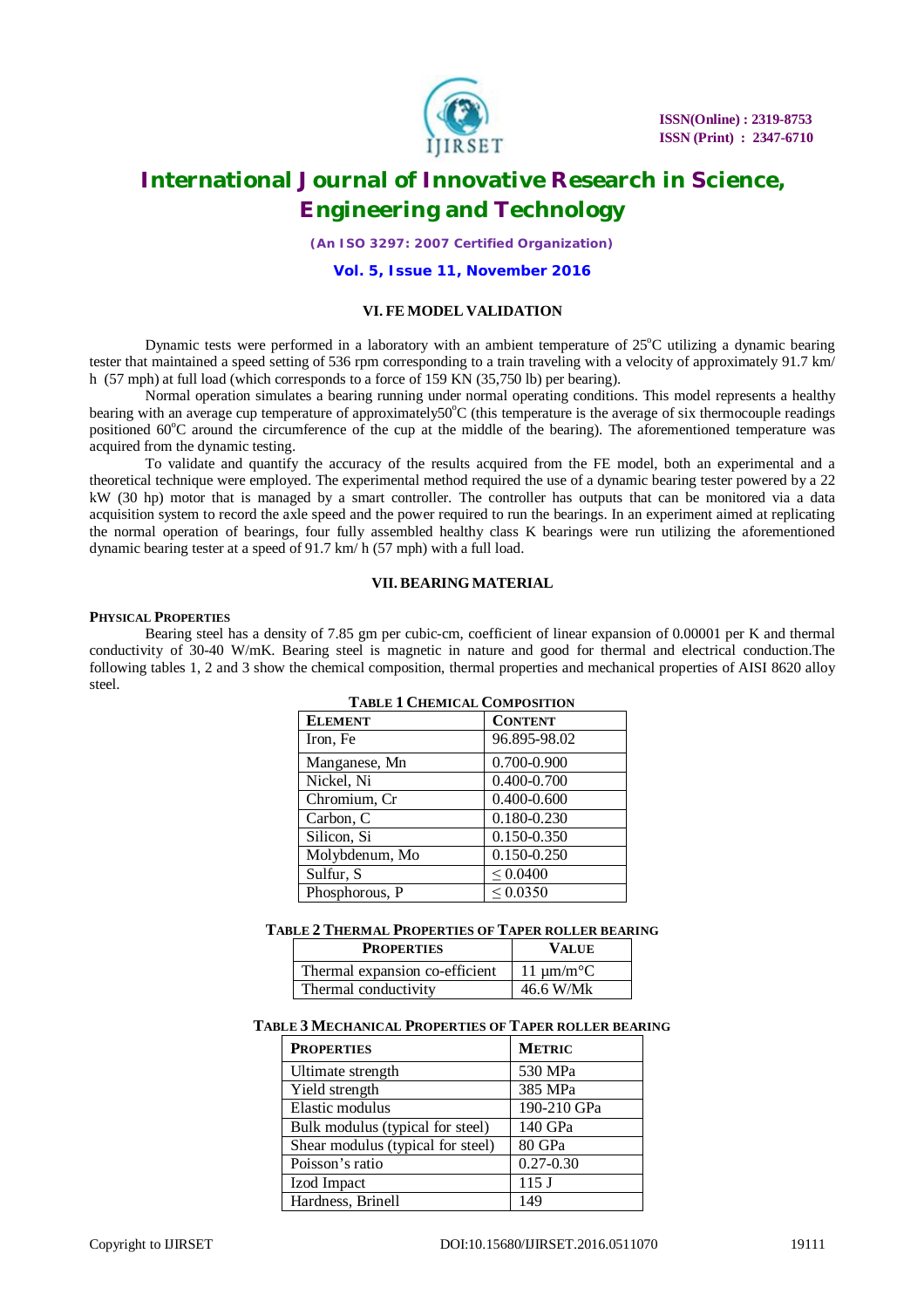## VI. FE MODEL VALIDATION

Dynamic tests were performed in a laboratory with an ambient temperature of 25°C utilizing a dynamic bearing tester that maintained a speed setting of 536 rpm corresponding to a train traveling with a velocity of approximately 91.7 km/ h (57 mph) at full load (which corresponds to a force of 159 KN (35,750 lb) per bearing).

Normal operation simulates a bearing running under normal operating conditions. This model represents a healthy bearing with an average cup temperature of approximately50°C (this temperature is the average of six thermocouple readings positioned 60°C around the circumference of the cup at the middle of the bearing). The aforementioned temperature was acquired from the dynamic testing.

To validate and quantify the accuracy of the results acquired from the FE model, both an experimental and a theoretical technique were employed. The experimental method required the use of a dynamic bearing tester powered by a 22 kW (30 hp) motor that is managed by a smart controller. The controller has outputs that can be monitored via a data acquisition system to record the axle speed and the power required to run the bearings. In an experiment aimed at replicating the normal operation of bearings, four fully assembled healthy class K bearings were run utilizing the aforementioned dynamic bearing tester at a speed of 91.7 km/ h (57 mph) with a full load.

## VII. BEARING MATERIAL

### PHYSICAL PROPERTIES

Bearing steel has a density of 7.85 gm per cubic-cm, coefficient of linear expansion of 0.00001 per K and thermal conductivity of 30-40 W/mK. Bearing steel is magnetic in nature and good for thermal and electrical conduction.The following tables 1, 2 and 3 show the chemical composition, thermal properties and mechanical properties of AISI 8620 alloy steel.

**TABLE 1 CHEMICAL COMPOSITION**

| ELEMENT | CONTENT |
|---|---|
| Iron, Fe | 96.895-98.02 |
| Manganese, Mn | 0.700-0.900 |
| Nickel, Ni | 0.400-0.700 |
| Chromium, Cr | 0.400-0.600 |
| Carbon, C | 0.180-0.230 |
| Silicon, Si | 0.150-0.350 |
| Molybdenum, Mo | 0.150-0.250 |
| Sulfur, S | ≤ 0.0400 |
| Phosphorous, P | ≤ 0.0350 |

**TABLE 2 THERMAL PROPERTIES OF TAPER ROLLER BEARING**

| PROPERTIES | VALUE |
|---|---|
| Thermal expansion co-efficient | 11 µm/m°C |
| Thermal conductivity | 46.6 W/Mk |

**TABLE 3 MECHANICAL PROPERTIES OF TAPER ROLLER BEARING**

| PROPERTIES | METRIC |
|---|---|
| Ultimate strength | 530 MPa |
| Yield strength | 385 MPa |
| Elastic modulus | 190-210 GPa |
| Bulk modulus (typical for steel) | 140 GPa |
| Shear modulus (typical for steel) | 80 GPa |
| Poisson's ratio | 0.27-0.30 |
| Izod Impact | 115 J |
| Hardness, Brinell | 149 |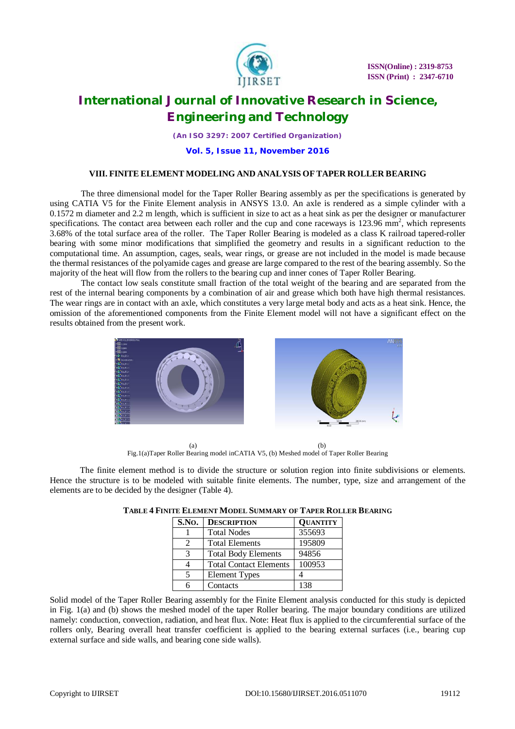## VIII. FINITE ELEMENT MODELING AND ANALYSIS OF TAPER ROLLER BEARING

The three dimensional model for the Taper Roller Bearing assembly as per the specifications is generated by using CATIA V5 for the Finite Element analysis in ANSYS 13.0. An axle is rendered as a simple cylinder with a 0.1572 m diameter and 2.2 m length, which is sufficient in size to act as a heat sink as per the designer or manufacturer specifications. The contact area between each roller and the cup and cone raceways is 123.96 $mm^2$, which represents 3.68% of the total surface area of the roller. The Taper Roller Bearing is modeled as a class K railroad tapered-roller bearing with some minor modifications that simplified the geometry and results in a significant reduction to the computational time. An assumption, cages, seals, wear rings, or grease are not included in the model is made because the thermal resistances of the polyamide cages and grease are large compared to the rest of the bearing assembly. So the majority of the heat will flow from the rollers to the bearing cup and inner cones of Taper Roller Bearing.

The contact low seals constitute small fraction of the total weight of the bearing and are separated from the rest of the internal bearing components by a combination of air and grease which both have high thermal resistances. The wear rings are in contact with an axle, which constitutes a very large metal body and acts as a heat sink. Hence, the omission of the aforementioned components from the Finite Element model will not have a significant effect on the results obtained from the present work.

(a) (b)

Fig.1(a)Taper Roller Bearing model inCATIA V5, (b) Meshed model of Taper Roller Bearing

The finite element method is to divide the structure or solution region into finite subdivisions or elements. Hence the structure is to be modeled with suitable finite elements. The number, type, size and arrangement of the elements are to be decided by the designer (Table 4).

**TABLE 4 FINITE ELEMENT MODEL SUMMARY OF TAPER ROLLER BEARING**

| S.No. | Description | Quantity |
|---|---|---|
| 1 | Total Nodes | 355693 |
| 2 | Total Elements | 195809 |
| 3 | Total Body Elements | 94856 |
| 4 | Total Contact Elements | 100953 |
| 5 | Element Types | 4 |
| 6 | Contacts | 138 |

Solid model of the Taper Roller Bearing assembly for the Finite Element analysis conducted for this study is depicted in Fig. 1(a) and (b) shows the meshed model of the taper Roller bearing. The major boundary conditions are utilized namely: conduction, convection, radiation, and heat flux. Note: Heat flux is applied to the circumferential surface of the rollers only, Bearing overall heat transfer coefficient is applied to the bearing external surfaces (i.e., bearing cup external surface and side walls, and bearing cone side walls).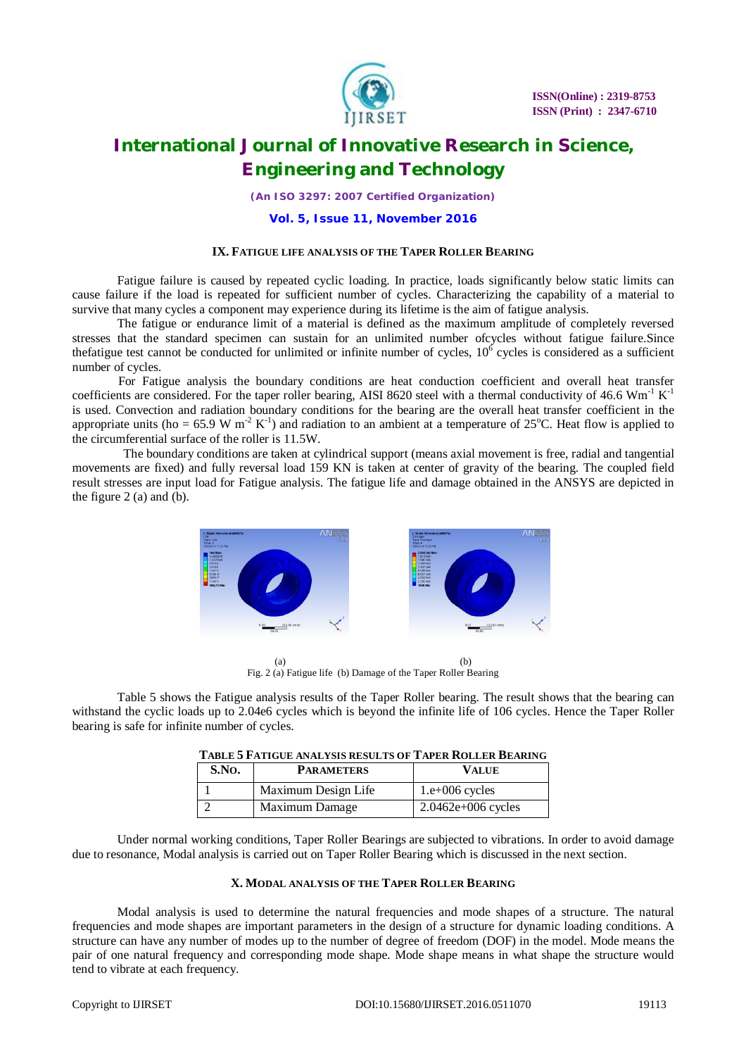### IX. Fatigue life analysis of the Taper Roller Bearing

Fatigue failure is caused by repeated cyclic loading. In practice, loads significantly below static limits can cause failure if the load is repeated for sufficient number of cycles. Characterizing the capability of a material to survive that many cycles a component may experience during its lifetime is the aim of fatigue analysis.

The fatigue or endurance limit of a material is defined as the maximum amplitude of completely reversed stresses that the standard specimen can sustain for an unlimited number ofcycles without fatigue failure.Since thefatigue test cannot be conducted for unlimited or infinite number of cycles, $10^6$ cycles is considered as a sufficient number of cycles.

For Fatigue analysis the boundary conditions are heat conduction coefficient and overall heat transfer coefficients are considered. For the taper roller bearing, AISI 8620 steel with a thermal conductivity of 46.6 $Wm^{-1}$ $K^{-1}$ is used. Convection and radiation boundary conditions for the bearing are the overall heat transfer coefficient in the appropriate units (ho = 65.9 W $m^{-2}$ $K^{-1}$) and radiation to an ambient at a temperature of 25°C. Heat flow is applied to the circumferential surface of the roller is 11.5W.

The boundary conditions are taken at cylindrical support (means axial movement is free, radial and tangential movements are fixed) and fully reversal load 159 KN is taken at center of gravity of the bearing. The coupled field result stresses are input load for Fatigue analysis. The fatigue life and damage obtained in the ANSYS are depicted in the figure 2 (a) and (b).

(a) (b)

Fig. 2 (a) Fatigue life (b) Damage of the Taper Roller Bearing

Table 5 shows the Fatigue analysis results of the Taper Roller bearing. The result shows that the bearing can withstand the cyclic loads up to 2.04e6 cycles which is beyond the infinite life of 106 cycles. Hence the Taper Roller bearing is safe for infinite number of cycles.

Table 5 Fatigue analysis results of Taper Roller Bearing

| S.No. | Parameters | Value |
|---|---|---|
| 1 | Maximum Design Life | 1.e+006 cycles |
| 2 | Maximum Damage | 2.0462e+006 cycles |

Under normal working conditions, Taper Roller Bearings are subjected to vibrations. In order to avoid damage due to resonance, Modal analysis is carried out on Taper Roller Bearing which is discussed in the next section.

### X. Modal analysis of the Taper Roller Bearing

Modal analysis is used to determine the natural frequencies and mode shapes of a structure. The natural frequencies and mode shapes are important parameters in the design of a structure for dynamic loading conditions. A structure can have any number of modes up to the number of degree of freedom (DOF) in the model. Mode means the pair of one natural frequency and corresponding mode shape. Mode shape means in what shape the structure would tend to vibrate at each frequency.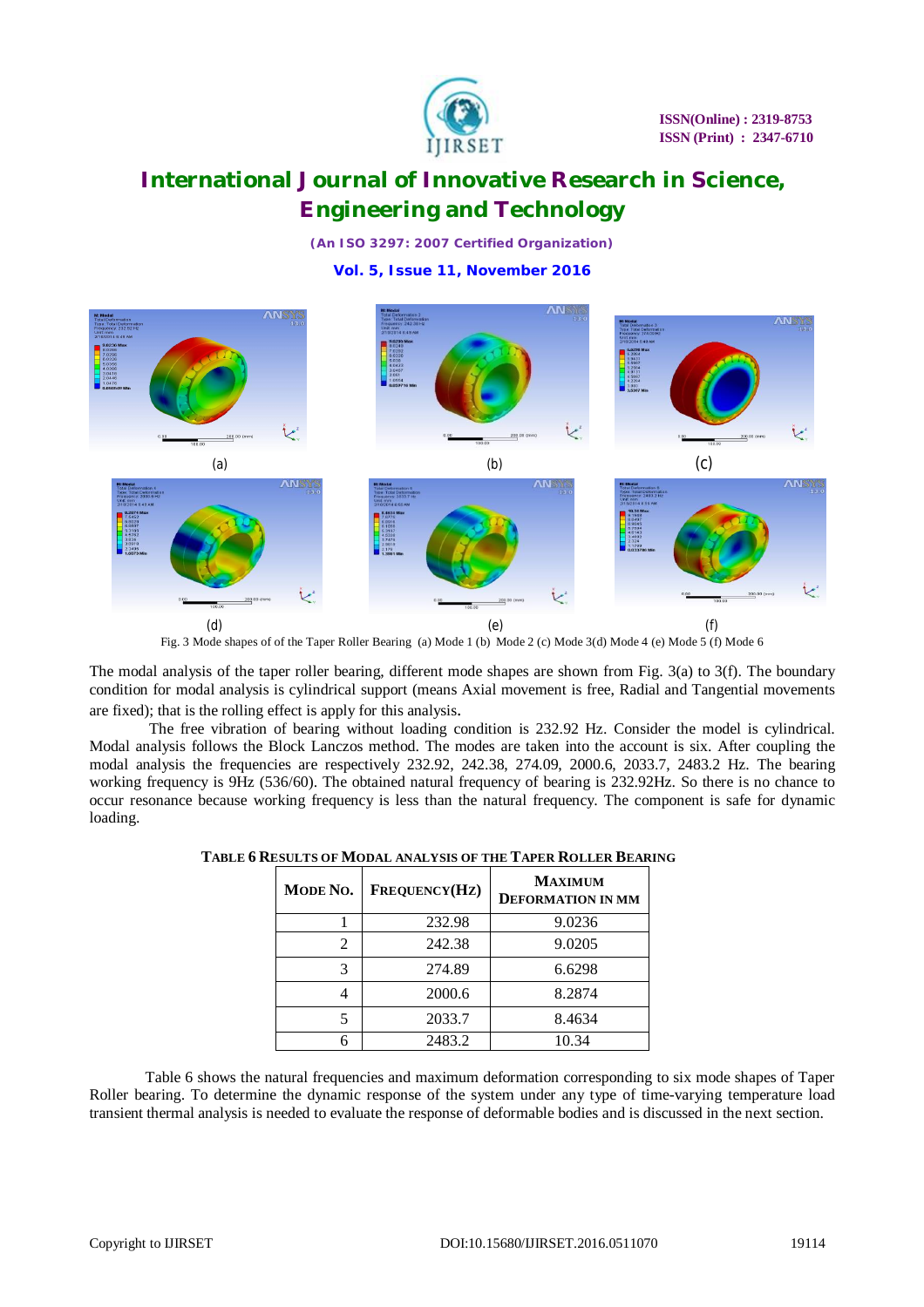Fig. 3 Mode shapes of of the Taper Roller Bearing (a) Mode 1 (b) Mode 2 (c) Mode 3(d) Mode 4 (e) Mode 5 (f) Mode 6

The modal analysis of the taper roller bearing, different mode shapes are shown from Fig. 3(a) to 3(f). The boundary condition for modal analysis is cylindrical support (means Axial movement is free, Radial and Tangential movements are fixed); that is the rolling effect is apply for this analysis.

The free vibration of bearing without loading condition is 232.92 Hz. Consider the model is cylindrical. Modal analysis follows the Block Lanczos method. The modes are taken into the account is six. After coupling the modal analysis the frequencies are respectively 232.92, 242.38, 274.09, 2000.6, 2033.7, 2483.2 Hz. The bearing working frequency is 9Hz (536/60). The obtained natural frequency of bearing is 232.92Hz. So there is no chance to occur resonance because working frequency is less than the natural frequency. The component is safe for dynamic loading.

**TABLE 6 RESULTS OF MODAL ANALYSIS OF THE TAPER ROLLER BEARING**

| MODE NO. | FREQUENCY(HZ) | MAXIMUM DEFORMATION IN MM |
|---|---|---|
| 1 | 232.98 | 9.0236 |
| 2 | 242.38 | 9.0205 |
| 3 | 274.89 | 6.6298 |
| 4 | 2000.6 | 8.2874 |
| 5 | 2033.7 | 8.4634 |
| 6 | 2483.2 | 10.34 |

Table 6 shows the natural frequencies and maximum deformation corresponding to six mode shapes of Taper Roller bearing. To determine the dynamic response of the system under any type of time-varying temperature load transient thermal analysis is needed to evaluate the response of deformable bodies and is discussed in the next section.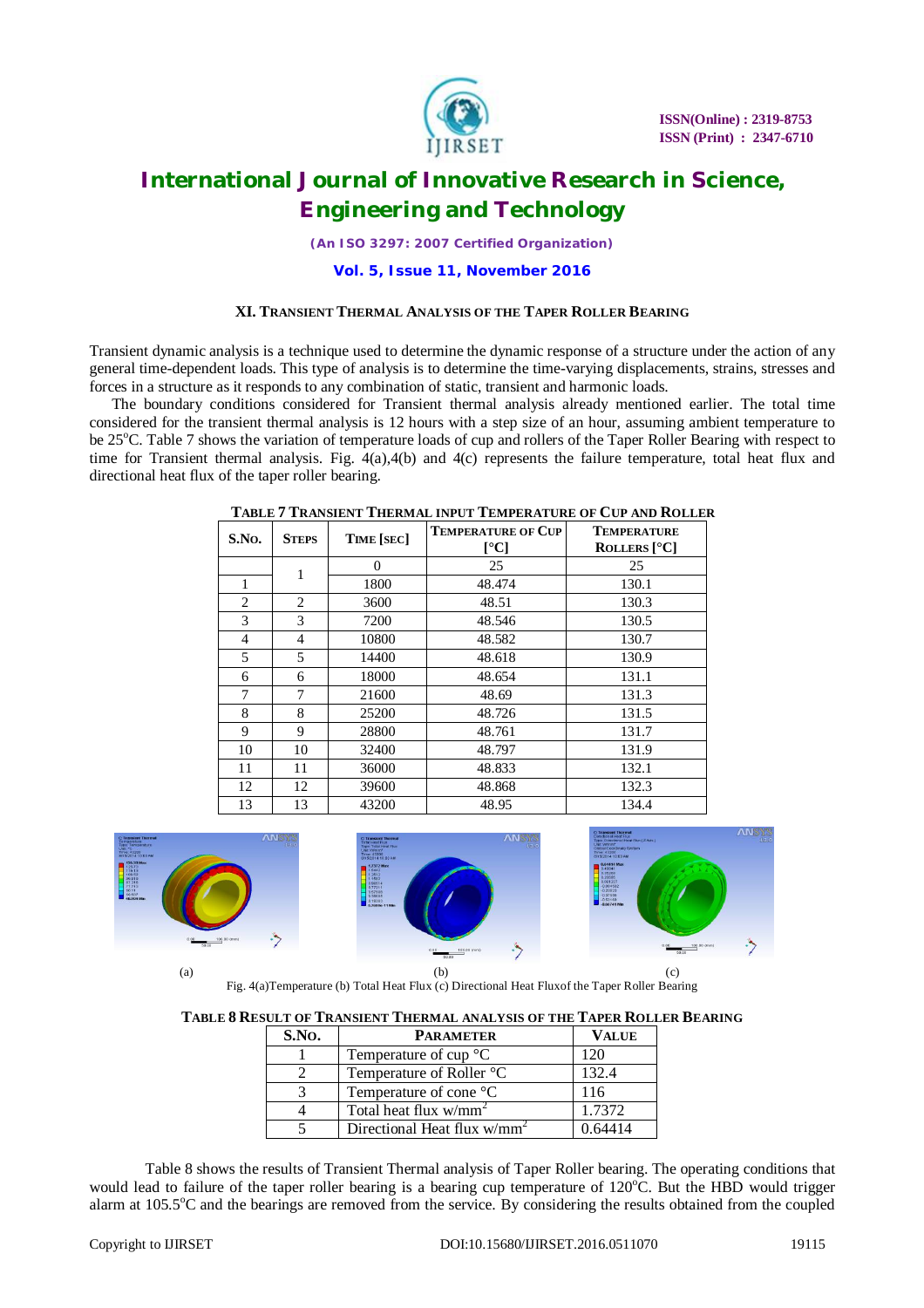### XI. TRANSIENT THERMAL ANALYSIS OF THE TAPER ROLLER BEARING

Transient dynamic analysis is a technique used to determine the dynamic response of a structure under the action of any general time-dependent loads. This type of analysis is to determine the time-varying displacements, strains, stresses and forces in a structure as it responds to any combination of static, transient and harmonic loads.

The boundary conditions considered for Transient thermal analysis already mentioned earlier. The total time considered for the transient thermal analysis is 12 hours with a step size of an hour, assuming ambient temperature to be 25°C. Table 7 shows the variation of temperature loads of cup and rollers of the Taper Roller Bearing with respect to time for Transient thermal analysis. Fig. 4(a),4(b) and 4(c) represents the failure temperature, total heat flux and directional heat flux of the taper roller bearing.

**TABLE 7 TRANSIENT THERMAL INPUT TEMPERATURE OF CUP AND ROLLER**

| S.No. | Steps | Time [sec] | Temperature of Cup [°C] | Temperature Rollers [°C] |
|---|---|---|---|---|
| | 1 | 0 | 25 | 25 |
| 1 | | 1800 | 48.474 | 130.1 |
| 2 | 2 | 3600 | 48.51 | 130.3 |
| 3 | 3 | 7200 | 48.546 | 130.5 |
| 4 | 4 | 10800 | 48.582 | 130.7 |
| 5 | 5 | 14400 | 48.618 | 130.9 |
| 6 | 6 | 18000 | 48.654 | 131.1 |
| 7 | 7 | 21600 | 48.69 | 131.3 |
| 8 | 8 | 25200 | 48.726 | 131.5 |
| 9 | 9 | 28800 | 48.761 | 131.7 |
| 10 | 10 | 32400 | 48.797 | 131.9 |
| 11 | 11 | 36000 | 48.833 | 132.1 |
| 12 | 12 | 39600 | 48.868 | 132.3 |
| 13 | 13 | 43200 | 48.95 | 134.4 |

(a) (b) (c)

Fig. 4(a)Temperature (b) Total Heat Flux (c) Directional Heat Fluxof the Taper Roller Bearing

**TABLE 8 RESULT OF TRANSIENT THERMAL ANALYSIS OF THE TAPER ROLLER BEARING**

| S.No. | Parameter | Value |
|---|---|---|
| 1 | Temperature of cup °C | 120 |
| 2 | Temperature of Roller °C | 132.4 |
| 3 | Temperature of cone °C | 116 |
| 4 | Total heat flux w/mm$^2$ | 1.7372 |
| 5 | Directional Heat flux w/mm$^2$ | 0.64414 |

Table 8 shows the results of Transient Thermal analysis of Taper Roller bearing. The operating conditions that would lead to failure of the taper roller bearing is a bearing cup temperature of 120°C. But the HBD would trigger alarm at 105.5°C and the bearings are removed from the service. By considering the results obtained from the coupled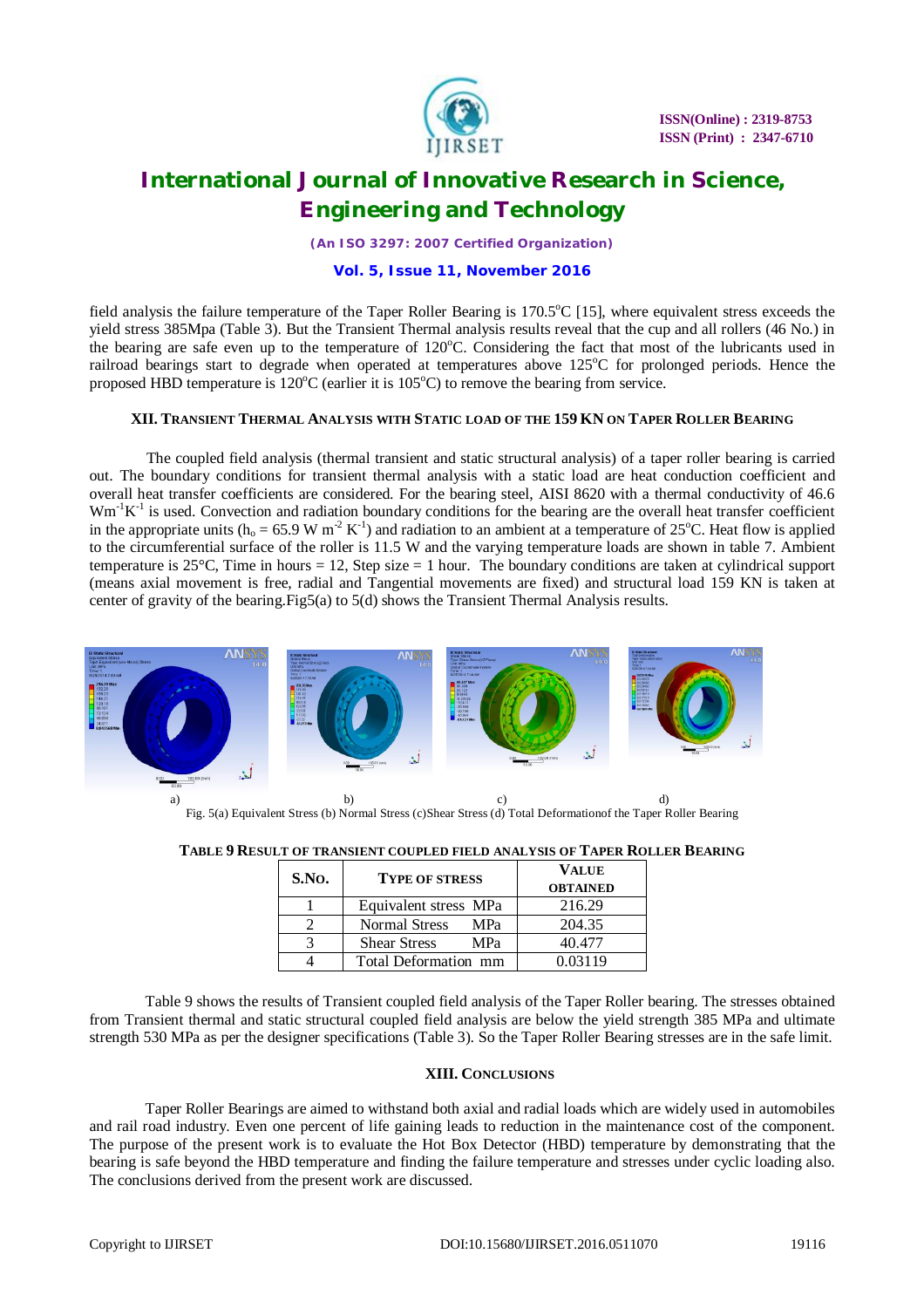field analysis the failure temperature of the Taper Roller Bearing is 170.5°C [15], where equivalent stress exceeds the yield stress 385Mpa (Table 3). But the Transient Thermal analysis results reveal that the cup and all rollers (46 No.) in the bearing are safe even up to the temperature of 120°C. Considering the fact that most of the lubricants used in railroad bearings start to degrade when operated at temperatures above 125°C for prolonged periods. Hence the proposed HBD temperature is 120°C (earlier it is 105°C) to remove the bearing from service.

### XII. Transient Thermal Analysis with Static load of the 159 KN on Taper Roller Bearing

The coupled field analysis (thermal transient and static structural analysis) of a taper roller bearing is carried out. The boundary conditions for transient thermal analysis with a static load are heat conduction coefficient and overall heat transfer coefficients are considered. For the bearing steel, AISI 8620 with a thermal conductivity of 46.6 $Wm^{-1}K^{-1}$ is used. Convection and radiation boundary conditions for the bearing are the overall heat transfer coefficient in the appropriate units ($h_o$ = 65.9 W $m^{-2}$ $K^{-1}$) and radiation to an ambient at a temperature of 25°C. Heat flow is applied to the circumferential surface of the roller is 11.5 W and the varying temperature loads are shown in table 7. Ambient temperature is 25°C, Time in hours = 12, Step size = 1 hour. The boundary conditions are taken at cylindrical support (means axial movement is free, radial and Tangential movements are fixed) and structural load 159 KN is taken at center of gravity of the bearing.Fig5(a) to 5(d) shows the Transient Thermal Analysis results.

a) b) c) d)

Fig. 5(a) Equivalent Stress (b) Normal Stress (c)Shear Stress (d) Total Deformationof the Taper Roller Bearing

**Table 9 Result of transient coupled field analysis of Taper Roller Bearing**

| S.No. | Type of stress | Value obtained |
|---|---|---|
| 1 | Equivalent stress MPa | 216.29 |
| 2 | Normal Stress MPa | 204.35 |
| 3 | Shear Stress MPa | 40.477 |
| 4 | Total Deformation mm | 0.03119 |

Table 9 shows the results of Transient coupled field analysis of the Taper Roller bearing. The stresses obtained from Transient thermal and static structural coupled field analysis are below the yield strength 385 MPa and ultimate strength 530 MPa as per the designer specifications (Table 3). So the Taper Roller Bearing stresses are in the safe limit.

### XIII. Conclusions

Taper Roller Bearings are aimed to withstand both axial and radial loads which are widely used in automobiles and rail road industry. Even one percent of life gaining leads to reduction in the maintenance cost of the component. The purpose of the present work is to evaluate the Hot Box Detector (HBD) temperature by demonstrating that the bearing is safe beyond the HBD temperature and finding the failure temperature and stresses under cyclic loading also. The conclusions derived from the present work are discussed.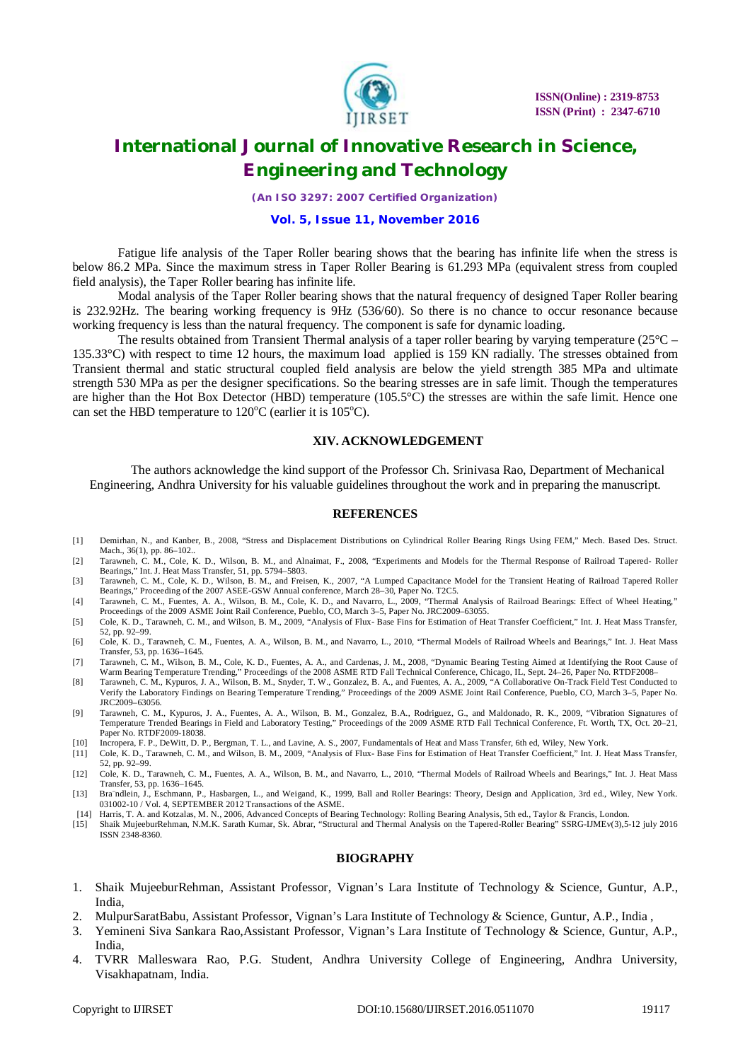Fatigue life analysis of the Taper Roller bearing shows that the bearing has infinite life when the stress is below 86.2 MPa. Since the maximum stress in Taper Roller Bearing is 61.293 MPa (equivalent stress from coupled field analysis), the Taper Roller bearing has infinite life.

Modal analysis of the Taper Roller bearing shows that the natural frequency of designed Taper Roller bearing is 232.92Hz. The bearing working frequency is 9Hz (536/60). So there is no chance to occur resonance because working frequency is less than the natural frequency. The component is safe for dynamic loading.

The results obtained from Transient Thermal analysis of a taper roller bearing by varying temperature (25°C – 135.33°C) with respect to time 12 hours, the maximum load applied is 159 KN radially. The stresses obtained from Transient thermal and static structural coupled field analysis are below the yield strength 385 MPa and ultimate strength 530 MPa as per the designer specifications. So the bearing stresses are in safe limit. Though the temperatures are higher than the Hot Box Detector (HBD) temperature (105.5°C) the stresses are within the safe limit. Hence one can set the HBD temperature to $120^{o}$C (earlier it is $105^{o}$C).

## XIV. ACKNOWLEDGEMENT

The authors acknowledge the kind support of the Professor Ch. Srinivasa Rao, Department of Mechanical Engineering, Andhra University for his valuable guidelines throughout the work and in preparing the manuscript.

## REFERENCES

[1] Demirhan, N., and Kanber, B., 2008, "Stress and Displacement Distributions on Cylindrical Roller Bearing Rings Using FEM," Mech. Based Des. Struct. Mach., 36(1), pp. 86–102..

[2] Tarawneh, C. M., Cole, K. D., Wilson, B. M., and Alnaimat, F., 2008, "Experiments and Models for the Thermal Response of Railroad Tapered- Roller Bearings," Int. J. Heat Mass Transfer, 51, pp. 5794–5803.

[3] Tarawneh, C. M., Cole, K. D., Wilson, B. M., and Freisen, K., 2007, "A Lumped Capacitance Model for the Transient Heating of Railroad Tapered Roller Bearings," Proceeding of the 2007 ASEE-GSW Annual conference, March 28–30, Paper No. T2C5.

[4] Tarawneh, C. M., Fuentes, A. A., Wilson, B. M., Cole, K. D., and Navarro, L., 2009, "Thermal Analysis of Railroad Bearings: Effect of Wheel Heating," Proceedings of the 2009 ASME Joint Rail Conference, Pueblo, CO, March 3–5, Paper No. JRC2009–63055.

[5] Cole, K. D., Tarawneh, C. M., and Wilson, B. M., 2009, "Analysis of Flux- Base Fins for Estimation of Heat Transfer Coefficient," Int. J. Heat Mass Transfer, 52, pp. 92–99.

[6] Cole, K. D., Tarawneh, C. M., Fuentes, A. A., Wilson, B. M., and Navarro, L., 2010, "Thermal Models of Railroad Wheels and Bearings," Int. J. Heat Mass Transfer, 53, pp. 1636–1645.

[7] Tarawneh, C. M., Wilson, B. M., Cole, K. D., Fuentes, A. A., and Cardenas, J. M., 2008, "Dynamic Bearing Testing Aimed at Identifying the Root Cause of Warm Bearing Temperature Trending," Proceedings of the 2008 ASME RTD Fall Technical Conference, Chicago, IL, Sept. 24–26, Paper No. RTDF2008–

[8] Tarawneh, C. M., Kypuros, J. A., Wilson, B. M., Snyder, T. W., Gonzalez, B. A., and Fuentes, A. A., 2009, "A Collaborative On-Track Field Test Conducted to Verify the Laboratory Findings on Bearing Temperature Trending," Proceedings of the 2009 ASME Joint Rail Conference, Pueblo, CO, March 3–5, Paper No. JRC2009–63056.

[9] Tarawneh, C. M., Kypuros, J. A., Fuentes, A. A., Wilson, B. M., Gonzalez, B.A., Rodriguez, G., and Maldonado, R. K., 2009, "Vibration Signatures of Temperature Trended Bearings in Field and Laboratory Testing," Proceedings of the 2009 ASME RTD Fall Technical Conference, Ft. Worth, TX, Oct. 20–21, Paper No. RTDF2009-18038.

[10] Incropera, F. P., DeWitt, D. P., Bergman, T. L., and Lavine, A. S., 2007, Fundamentals of Heat and Mass Transfer, 6th ed, Wiley, New York.

[11] Cole, K. D., Tarawneh, C. M., and Wilson, B. M., 2009, "Analysis of Flux- Base Fins for Estimation of Heat Transfer Coefficient," Int. J. Heat Mass Transfer, 52, pp. 92–99.

[12] Cole, K. D., Tarawneh, C. M., Fuentes, A. A., Wilson, B. M., and Navarro, L., 2010, "Thermal Models of Railroad Wheels and Bearings," Int. J. Heat Mass Transfer, 53, pp. 1636–1645.

[13] Bra¨ndlein, J., Eschmann, P., Hasbargen, L., and Weigand, K., 1999, Ball and Roller Bearings: Theory, Design and Application, 3rd ed., Wiley, New York. 031002-10 / Vol. 4, SEPTEMBER 2012 Transactions of the ASME.

[14] Harris, T. A. and Kotzalas, M. N., 2006, Advanced Concepts of Bearing Technology: Rolling Bearing Analysis, 5th ed., Taylor & Francis, London.

[15] Shaik MujeeburRehman, N.M.K. Sarath Kumar, Sk. Abrar, "Structural and Thermal Analysis on the Tapered-Roller Bearing" SSRG-IJMEv(3),5-12 july 2016 ISSN 2348-8360.

## BIOGRAPHY

1. Shaik MujeeburRehman, Assistant Professor, Vignan's Lara Institute of Technology & Science, Guntur, A.P., India,
2. MulpurSaratBabu, Assistant Professor, Vignan's Lara Institute of Technology & Science, Guntur, A.P., India ,
3. Yemineni Siva Sankara Rao,Assistant Professor, Vignan's Lara Institute of Technology & Science, Guntur, A.P., India,
4. TVRR Malleswara Rao, P.G. Student, Andhra University College of Engineering, Andhra University, Visakhapatnam, India.